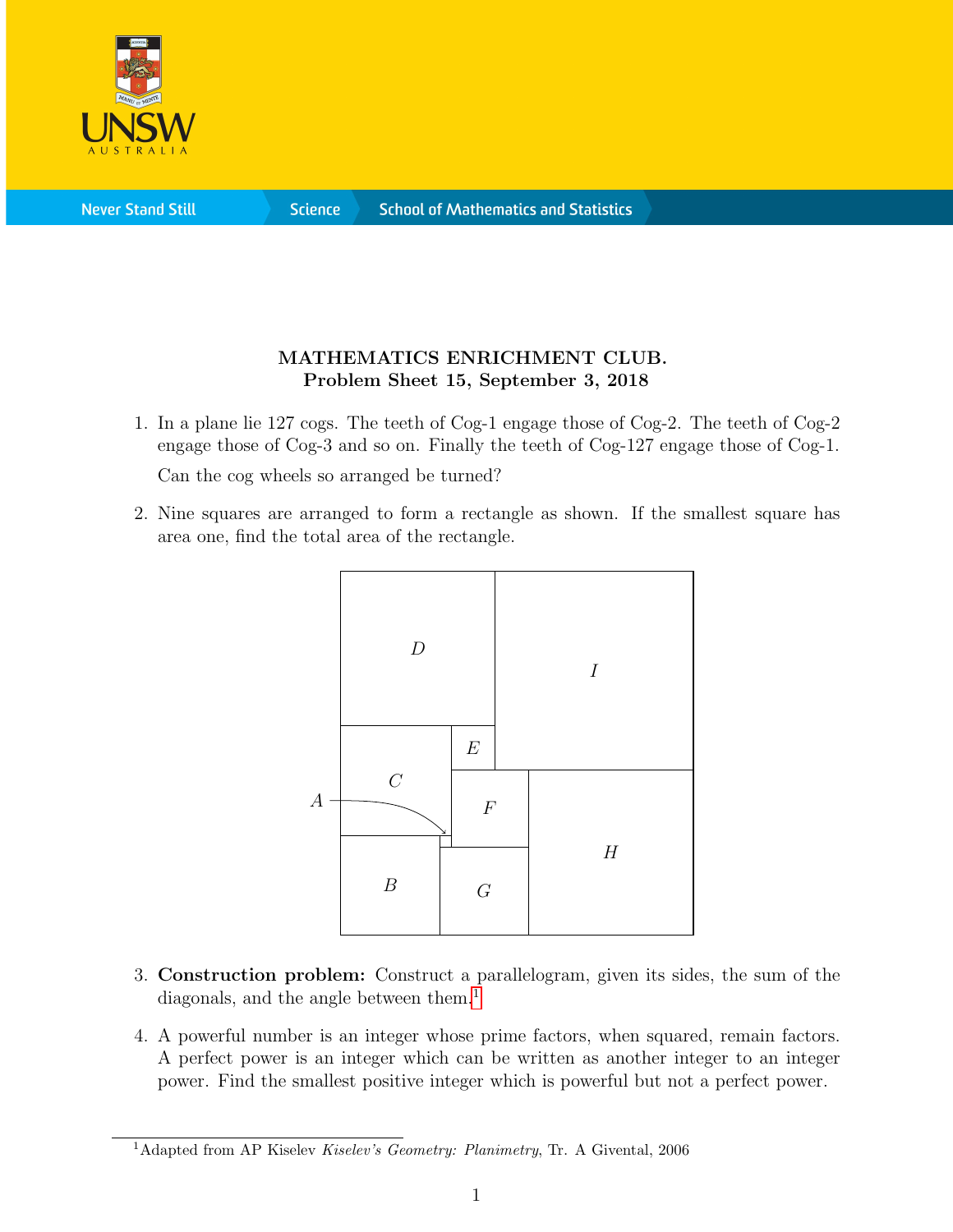# MATHEMATICS ENRICHMENT CLUB.
## Problem Sheet 15, September 3, 2018

1. In a plane lie 127 cogs. The teeth of Cog-1 engage those of Cog-2. The teeth of Cog-2 engage those of Cog-3 and so on. Finally the teeth of Cog-127 engage those of Cog-1.

   Can the cog wheels so arranged be turned?

2. Nine squares are arranged to form a rectangle as shown. If the smallest square has area one, find the total area of the rectangle.

3. **Construction problem:** Construct a parallelogram, given its sides, the sum of the diagonals, and the angle between them.[1]

4. A powerful number is an integer whose prime factors, when squared, remain factors. A perfect power is an integer which can be written as another integer to an integer power. Find the smallest positive integer which is powerful but not a perfect power.

---

[1] Adapted from AP Kiselev *Kiselev's Geometry: Planimetry*, Tr. A Givental, 2006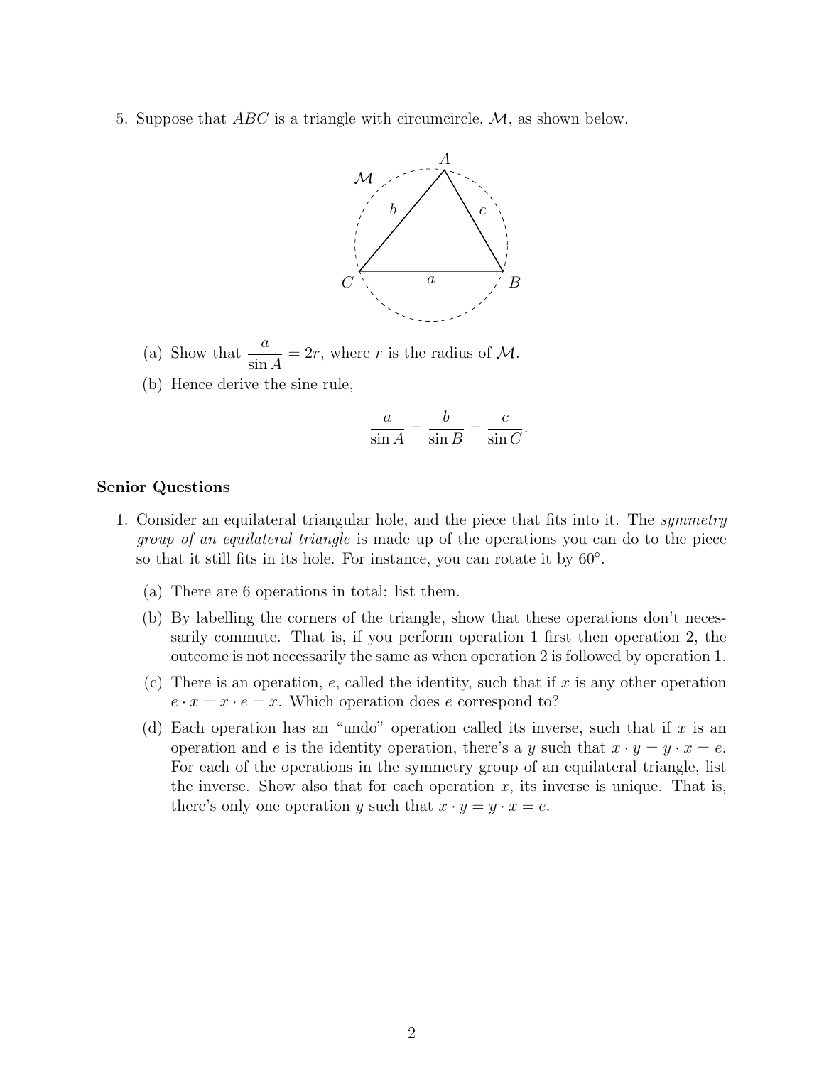5. Suppose that $ABC$ is a triangle with circumcircle, $\mathcal{M}$, as shown below.

$\mathcal{M}$

$A$

$b$ $c$

$C$ $a$ $B$

   (a) Show that $\dfrac{a}{\sin A} = 2r$, where $r$ is the radius of $\mathcal{M}$.

   (b) Hence derive the sine rule,

$$\frac{a}{\sin A} = \frac{b}{\sin B} = \frac{c}{\sin C}.$$

## Senior Questions

1. Consider an equilateral triangular hole, and the piece that fits into it. The *symmetry group of an equilateral triangle* is made up of the operations you can do to the piece so that it still fits in its hole. For instance, you can rotate it by $60°$.

   (a) There are 6 operations in total: list them.

   (b) By labelling the corners of the triangle, show that these operations don't necessarily commute. That is, if you perform operation 1 first then operation 2, the outcome is not necessarily the same as when operation 2 is followed by operation 1.

   (c) There is an operation, $e$, called the identity, such that if $x$ is any other operation $e \cdot x = x \cdot e = x$. Which operation does $e$ correspond to?

   (d) Each operation has an "undo" operation called its inverse, such that if $x$ is an operation and $e$ is the identity operation, there's a $y$ such that $x \cdot y = y \cdot x = e$. For each of the operations in the symmetry group of an equilateral triangle, list the inverse. Show also that for each operation $x$, its inverse is unique. That is, there's only one operation $y$ such that $x \cdot y = y \cdot x = e$.